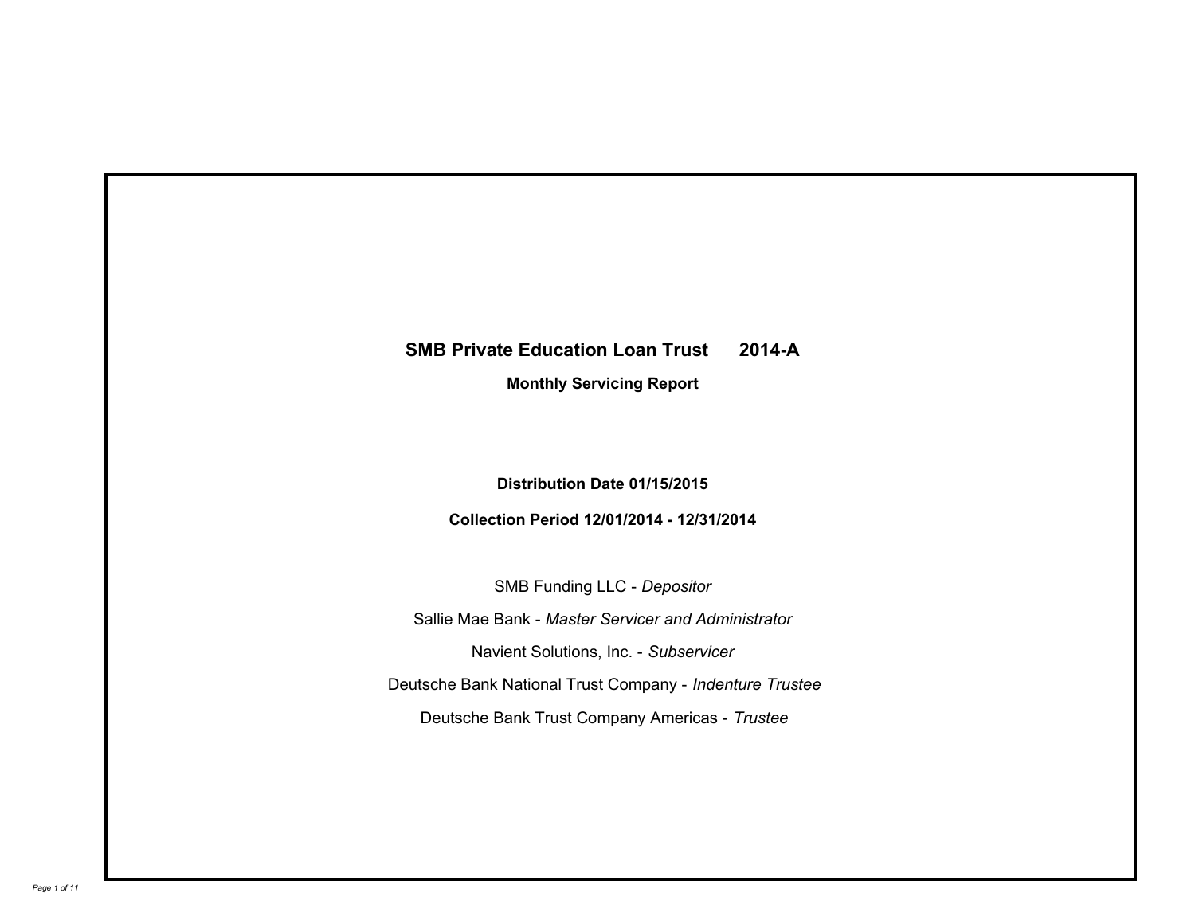# SMB Private Education Loan Trust 2014-A

**Monthly Servicing Report**

**Distribution Date 01/15/2015**

**Collection Period 12/01/2014 - 12/31/2014**

SMB Funding LLC - *Depositor*

Sallie Mae Bank - *Master Servicer and Administrator*

Navient Solutions, Inc. - *Subservicer*

Deutsche Bank National Trust Company - *Indenture Trustee*

Deutsche Bank Trust Company Americas - *Trustee*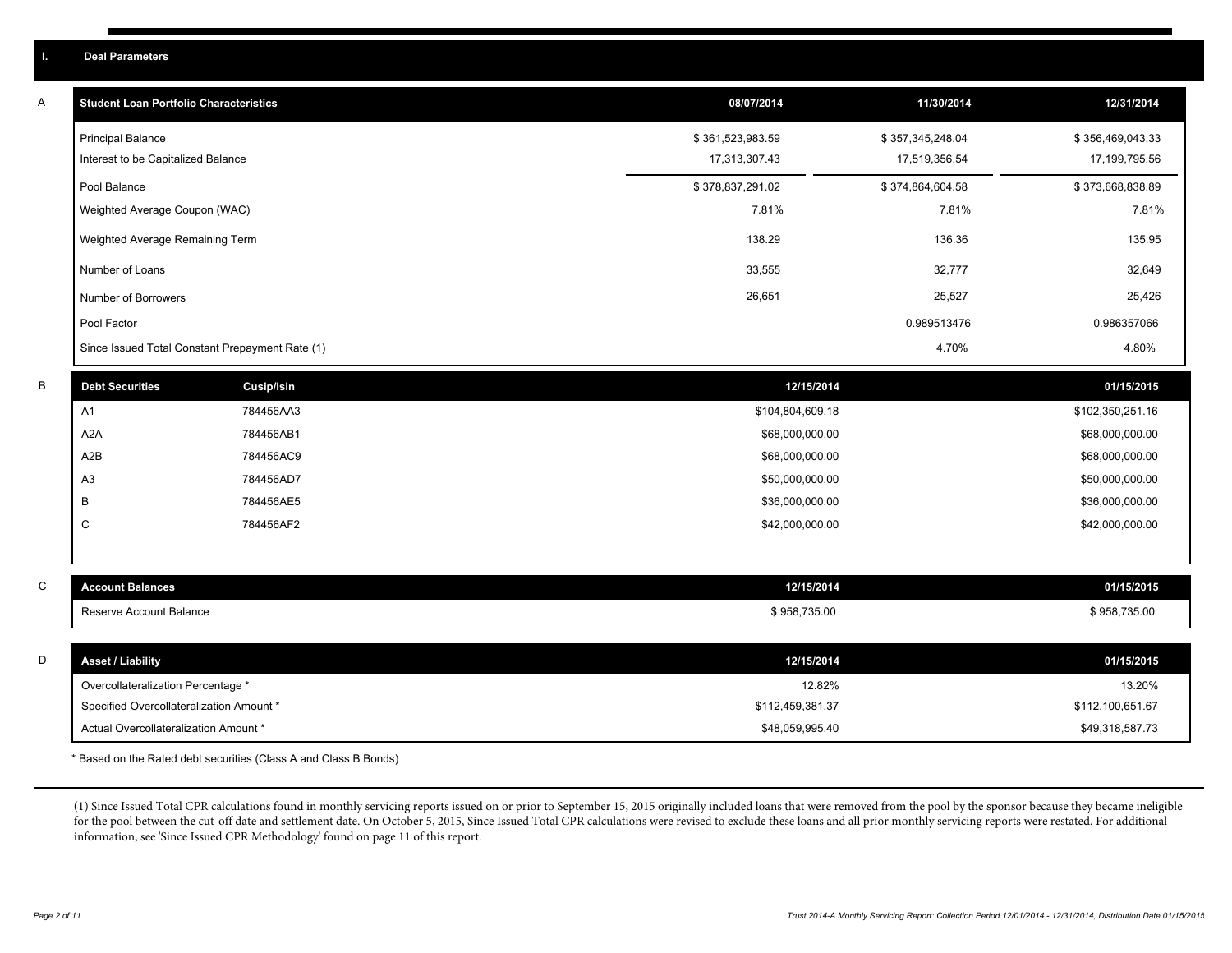## I. Deal Parameters

### A

| Student Loan Portfolio Characteristics | 08/07/2014 | 11/30/2014 | 12/31/2014 |
|---|---|---|---|
| Principal Balance | $ 361,523,983.59 | $ 357,345,248.04 | $ 356,469,043.33 |
| Interest to be Capitalized Balance | 17,313,307.43 | 17,519,356.54 | 17,199,795.56 |
| Pool Balance | $ 378,837,291.02 | $ 374,864,604.58 | $ 373,668,838.89 |
| Weighted Average Coupon (WAC) | 7.81% | 7.81% | 7.81% |
| Weighted Average Remaining Term | 138.29 | 136.36 | 135.95 |
| Number of Loans | 33,555 | 32,777 | 32,649 |
| Number of Borrowers | 26,651 | 25,527 | 25,426 |
| Pool Factor | | 0.989513476 | 0.986357066 |
| Since Issued Total Constant Prepayment Rate (1) | | 4.70% | 4.80% |

### B

| Debt Securities | Cusip/Isin | 12/15/2014 | 01/15/2015 |
|---|---|---|---|
| A1 | 784456AA3 | $104,804,609.18 | $102,350,251.16 |
| A2A | 784456AB1 | $68,000,000.00 | $68,000,000.00 |
| A2B | 784456AC9 | $68,000,000.00 | $68,000,000.00 |
| A3 | 784456AD7 | $50,000,000.00 | $50,000,000.00 |
| B | 784456AE5 | $36,000,000.00 | $36,000,000.00 |
| C | 784456AF2 | $42,000,000.00 | $42,000,000.00 |

### C

| Account Balances | 12/15/2014 | 01/15/2015 |
|---|---|---|
| Reserve Account Balance | $ 958,735.00 | $ 958,735.00 |

### D

| Asset / Liability | 12/15/2014 | 01/15/2015 |
|---|---|---|
| Overcollateralization Percentage * | 12.82% | 13.20% |
| Specified Overcollateralization Amount * | $112,459,381.37 | $112,100,651.67 |
| Actual Overcollateralization Amount * | $48,059,995.40 | $49,318,587.73 |

* Based on the Rated debt securities (Class A and Class B Bonds)

(1) Since Issued Total CPR calculations found in monthly servicing reports issued on or prior to September 15, 2015 originally included loans that were removed from the pool by the sponsor because they became ineligible for the pool between the cut-off date and settlement date. On October 5, 2015, Since Issued Total CPR calculations were revised to exclude these loans and all prior monthly servicing reports were restated. For additional information, see 'Since Issued CPR Methodology' found on page 11 of this report.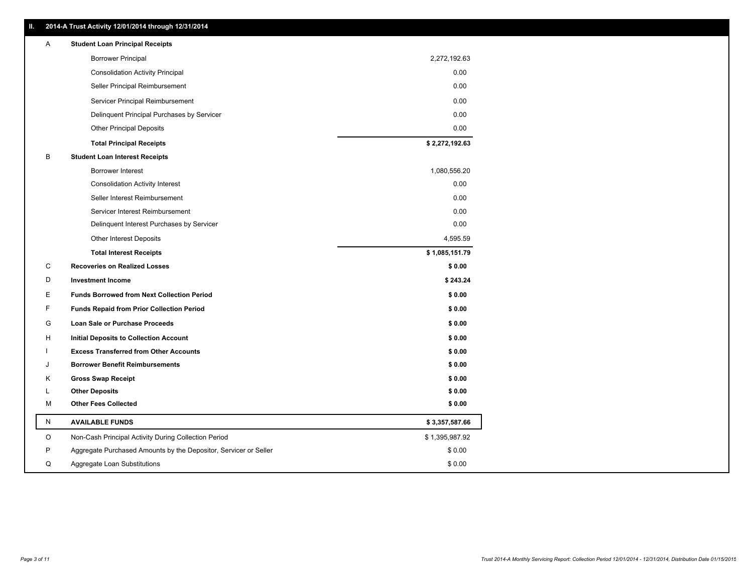## II. 2014-A Trust Activity 12/01/2014 through 12/31/2014

| | | |
|---|---|---|
| A | **Student Loan Principal Receipts** | |
| | Borrower Principal | 2,272,192.63 |
| | Consolidation Activity Principal | 0.00 |
| | Seller Principal Reimbursement | 0.00 |
| | Servicer Principal Reimbursement | 0.00 |
| | Delinquent Principal Purchases by Servicer | 0.00 |
| | Other Principal Deposits | 0.00 |
| | **Total Principal Receipts** | **$ 2,272,192.63** |
| B | **Student Loan Interest Receipts** | |
| | Borrower Interest | 1,080,556.20 |
| | Consolidation Activity Interest | 0.00 |
| | Seller Interest Reimbursement | 0.00 |
| | Servicer Interest Reimbursement | 0.00 |
| | Delinquent Interest Purchases by Servicer | 0.00 |
| | Other Interest Deposits | 4,595.59 |
| | **Total Interest Receipts** | **$ 1,085,151.79** |
| C | **Recoveries on Realized Losses** | **$ 0.00** |
| D | **Investment Income** | **$ 243.24** |
| E | **Funds Borrowed from Next Collection Period** | **$ 0.00** |
| F | **Funds Repaid from Prior Collection Period** | **$ 0.00** |
| G | **Loan Sale or Purchase Proceeds** | **$ 0.00** |
| H | **Initial Deposits to Collection Account** | **$ 0.00** |
| I | **Excess Transferred from Other Accounts** | **$ 0.00** |
| J | **Borrower Benefit Reimbursements** | **$ 0.00** |
| K | **Gross Swap Receipt** | **$ 0.00** |
| L | **Other Deposits** | **$ 0.00** |
| M | **Other Fees Collected** | **$ 0.00** |
| N | **AVAILABLE FUNDS** | **$ 3,357,587.66** |
| O | Non-Cash Principal Activity During Collection Period | $ 1,395,987.92 |
| P | Aggregate Purchased Amounts by the Depositor, Servicer or Seller | $ 0.00 |
| Q | Aggregate Loan Substitutions | $ 0.00 |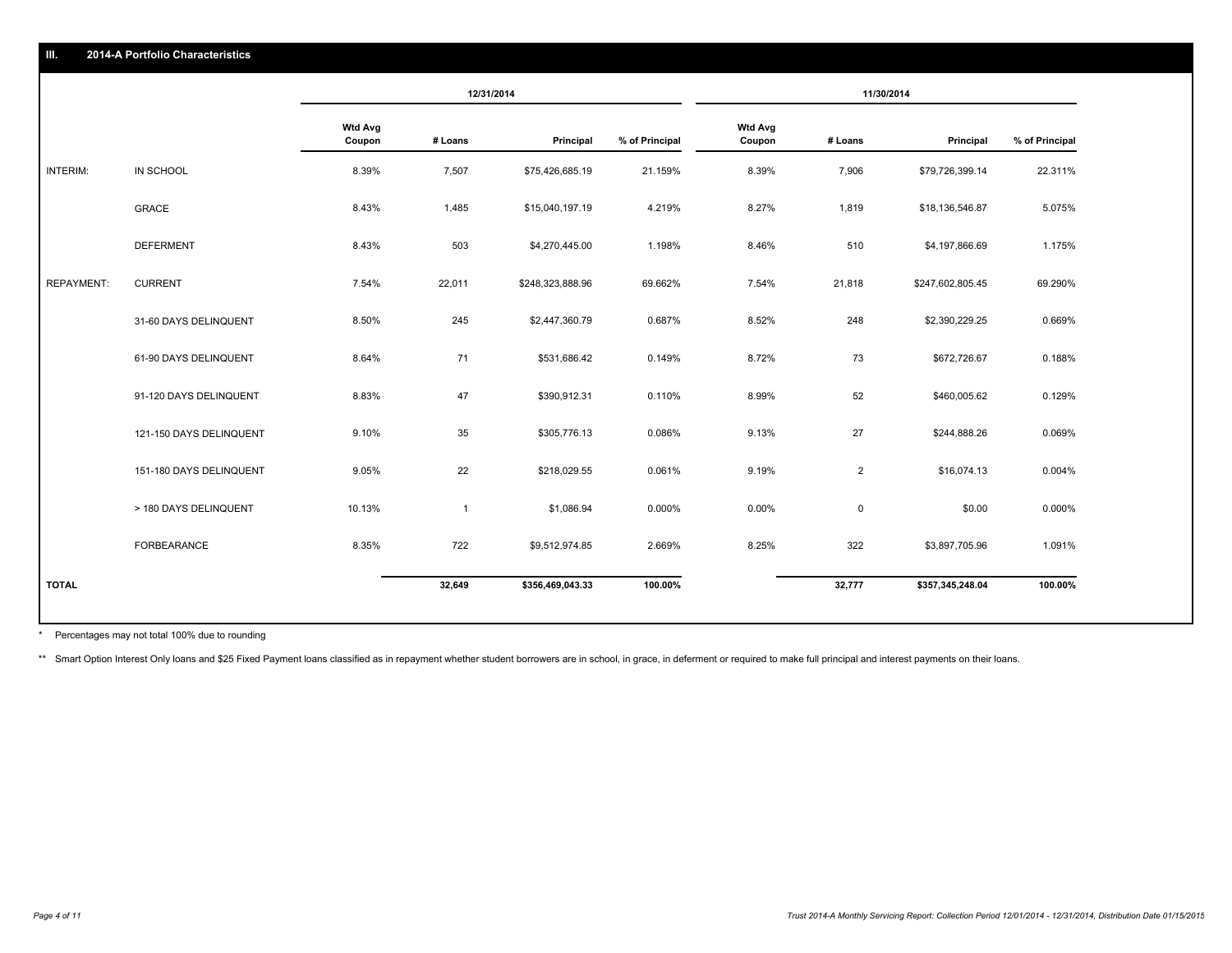## III. 2014-A Portfolio Characteristics

| | | 12/31/2014 | | | | 11/30/2014 | | | |
|---|---|---|---|---|---|---|---|---|---|
| | | Wtd Avg Coupon | # Loans | Principal | % of Principal | Wtd Avg Coupon | # Loans | Principal | % of Principal |
| INTERIM: | IN SCHOOL | 8.39% | 7,507 | $75,426,685.19 | 21.159% | 8.39% | 7,906 | $79,726,399.14 | 22.311% |
| | GRACE | 8.43% | 1,485 | $15,040,197.19 | 4.219% | 8.27% | 1,819 | $18,136,546.87 | 5.075% |
| | DEFERMENT | 8.43% | 503 | $4,270,445.00 | 1.198% | 8.46% | 510 | $4,197,866.69 | 1.175% |
| REPAYMENT: | CURRENT | 7.54% | 22,011 | $248,323,888.96 | 69.662% | 7.54% | 21,818 | $247,602,805.45 | 69.290% |
| | 31-60 DAYS DELINQUENT | 8.50% | 245 | $2,447,360.79 | 0.687% | 8.52% | 248 | $2,390,229.25 | 0.669% |
| | 61-90 DAYS DELINQUENT | 8.64% | 71 | $531,686.42 | 0.149% | 8.72% | 73 | $672,726.67 | 0.188% |
| | 91-120 DAYS DELINQUENT | 8.83% | 47 | $390,912.31 | 0.110% | 8.99% | 52 | $460,005.62 | 0.129% |
| | 121-150 DAYS DELINQUENT | 9.10% | 35 | $305,776.13 | 0.086% | 9.13% | 27 | $244,888.26 | 0.069% |
| | 151-180 DAYS DELINQUENT | 9.05% | 22 | $218,029.55 | 0.061% | 9.19% | 2 | $16,074.13 | 0.004% |
| | > 180 DAYS DELINQUENT | 10.13% | 1 | $1,086.94 | 0.000% | 0.00% | 0 | $0.00 | 0.000% |
| | FORBEARANCE | 8.35% | 722 | $9,512,974.85 | 2.669% | 8.25% | 322 | $3,897,705.96 | 1.091% |
| **TOTAL** | | | **32,649** | **$356,469,043.33** | **100.00%** | | **32,777** | **$357,345,248.04** | **100.00%** |

* Percentages may not total 100% due to rounding

** Smart Option Interest Only loans and $25 Fixed Payment loans classified as in repayment whether student borrowers are in school, in grace, in deferment or required to make full principal and interest payments on their loans.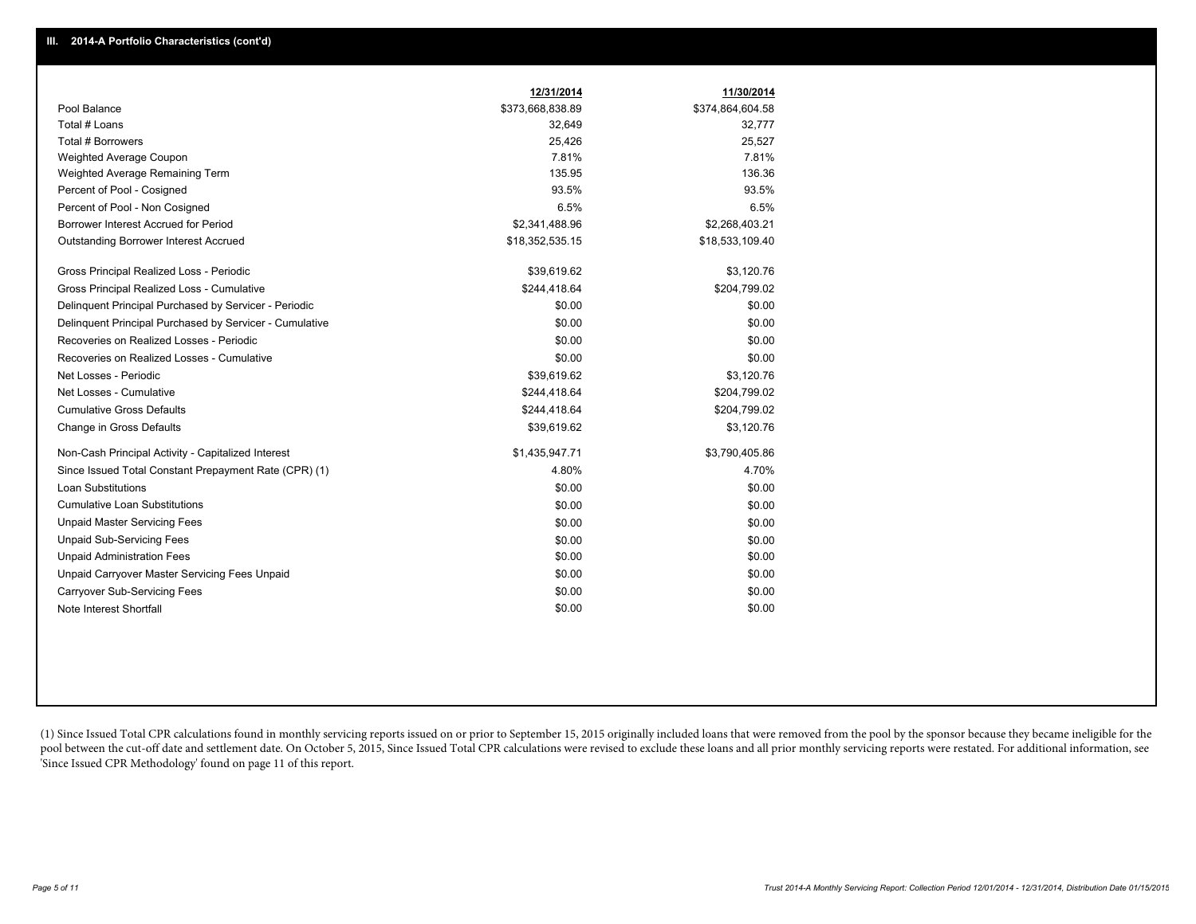## III. 2014-A Portfolio Characteristics (cont'd)

| | 12/31/2014 | 11/30/2014 |
|---|---|---|
| Pool Balance | $373,668,838.89 | $374,864,604.58 |
| Total # Loans | 32,649 | 32,777 |
| Total # Borrowers | 25,426 | 25,527 |
| Weighted Average Coupon | 7.81% | 7.81% |
| Weighted Average Remaining Term | 135.95 | 136.36 |
| Percent of Pool - Cosigned | 93.5% | 93.5% |
| Percent of Pool - Non Cosigned | 6.5% | 6.5% |
| Borrower Interest Accrued for Period | $2,341,488.96 | $2,268,403.21 |
| Outstanding Borrower Interest Accrued | $18,352,535.15 | $18,533,109.40 |
| Gross Principal Realized Loss - Periodic | $39,619.62 | $3,120.76 |
| Gross Principal Realized Loss - Cumulative | $244,418.64 | $204,799.02 |
| Delinquent Principal Purchased by Servicer - Periodic | $0.00 | $0.00 |
| Delinquent Principal Purchased by Servicer - Cumulative | $0.00 | $0.00 |
| Recoveries on Realized Losses - Periodic | $0.00 | $0.00 |
| Recoveries on Realized Losses - Cumulative | $0.00 | $0.00 |
| Net Losses - Periodic | $39,619.62 | $3,120.76 |
| Net Losses - Cumulative | $244,418.64 | $204,799.02 |
| Cumulative Gross Defaults | $244,418.64 | $204,799.02 |
| Change in Gross Defaults | $39,619.62 | $3,120.76 |
| Non-Cash Principal Activity - Capitalized Interest | $1,435,947.71 | $3,790,405.86 |
| Since Issued Total Constant Prepayment Rate (CPR) (1) | 4.80% | 4.70% |
| Loan Substitutions | $0.00 | $0.00 |
| Cumulative Loan Substitutions | $0.00 | $0.00 |
| Unpaid Master Servicing Fees | $0.00 | $0.00 |
| Unpaid Sub-Servicing Fees | $0.00 | $0.00 |
| Unpaid Administration Fees | $0.00 | $0.00 |
| Unpaid Carryover Master Servicing Fees Unpaid | $0.00 | $0.00 |
| Carryover Sub-Servicing Fees | $0.00 | $0.00 |
| Note Interest Shortfall | $0.00 | $0.00 |

(1) Since Issued Total CPR calculations found in monthly servicing reports issued on or prior to September 15, 2015 originally included loans that were removed from the pool by the sponsor because they became ineligible for the pool between the cut-off date and settlement date. On October 5, 2015, Since Issued Total CPR calculations were revised to exclude these loans and all prior monthly servicing reports were restated. For additional information, see 'Since Issued CPR Methodology' found on page 11 of this report.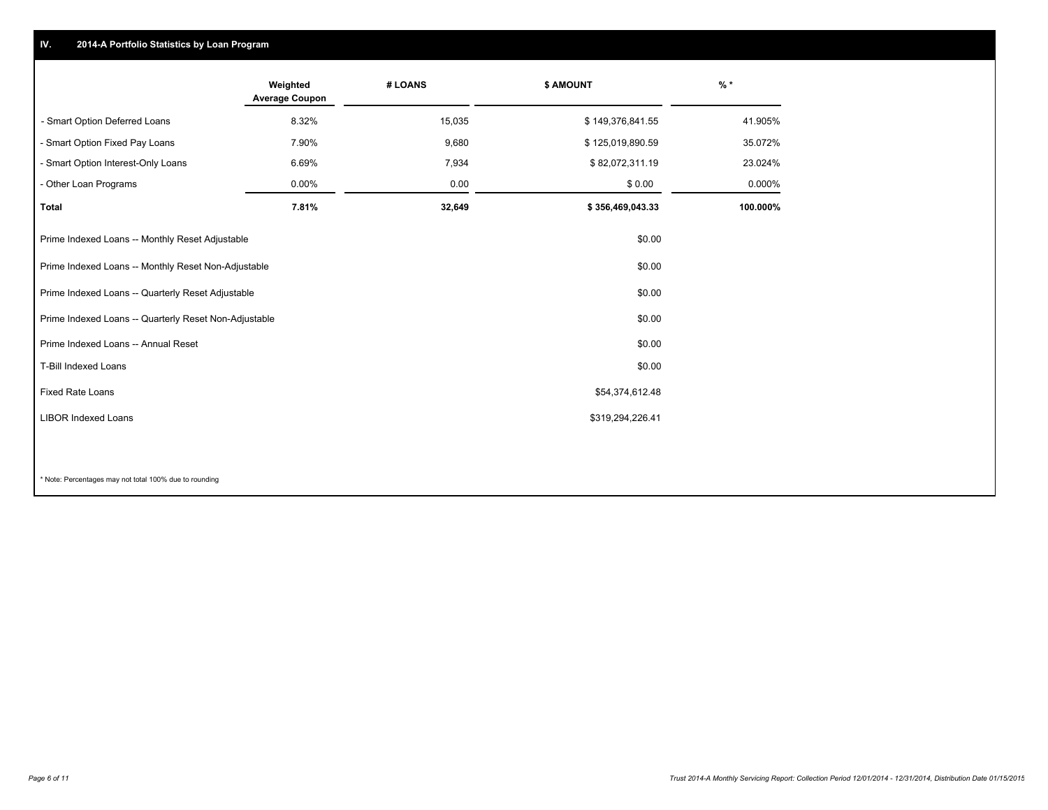## IV. 2014-A Portfolio Statistics by Loan Program

| | Weighted Average Coupon | # LOANS | $ AMOUNT | % * |
|---|---|---|---|---|
| - Smart Option Deferred Loans | 8.32% | 15,035 | $ 149,376,841.55 | 41.905% |
| - Smart Option Fixed Pay Loans | 7.90% | 9,680 | $ 125,019,890.59 | 35.072% |
| - Smart Option Interest-Only Loans | 6.69% | 7,934 | $ 82,072,311.19 | 23.024% |
| - Other Loan Programs | 0.00% | 0.00 | $ 0.00 | 0.000% |
| **Total** | **7.81%** | **32,649** | **$ 356,469,043.33** | **100.000%** |

| | |
|---|---|
| Prime Indexed Loans -- Monthly Reset Adjustable | $0.00 |
| Prime Indexed Loans -- Monthly Reset Non-Adjustable | $0.00 |
| Prime Indexed Loans -- Quarterly Reset Adjustable | $0.00 |
| Prime Indexed Loans -- Quarterly Reset Non-Adjustable | $0.00 |
| Prime Indexed Loans -- Annual Reset | $0.00 |
| T-Bill Indexed Loans | $0.00 |
| Fixed Rate Loans | $54,374,612.48 |
| LIBOR Indexed Loans | $319,294,226.41 |

* Note: Percentages may not total 100% due to rounding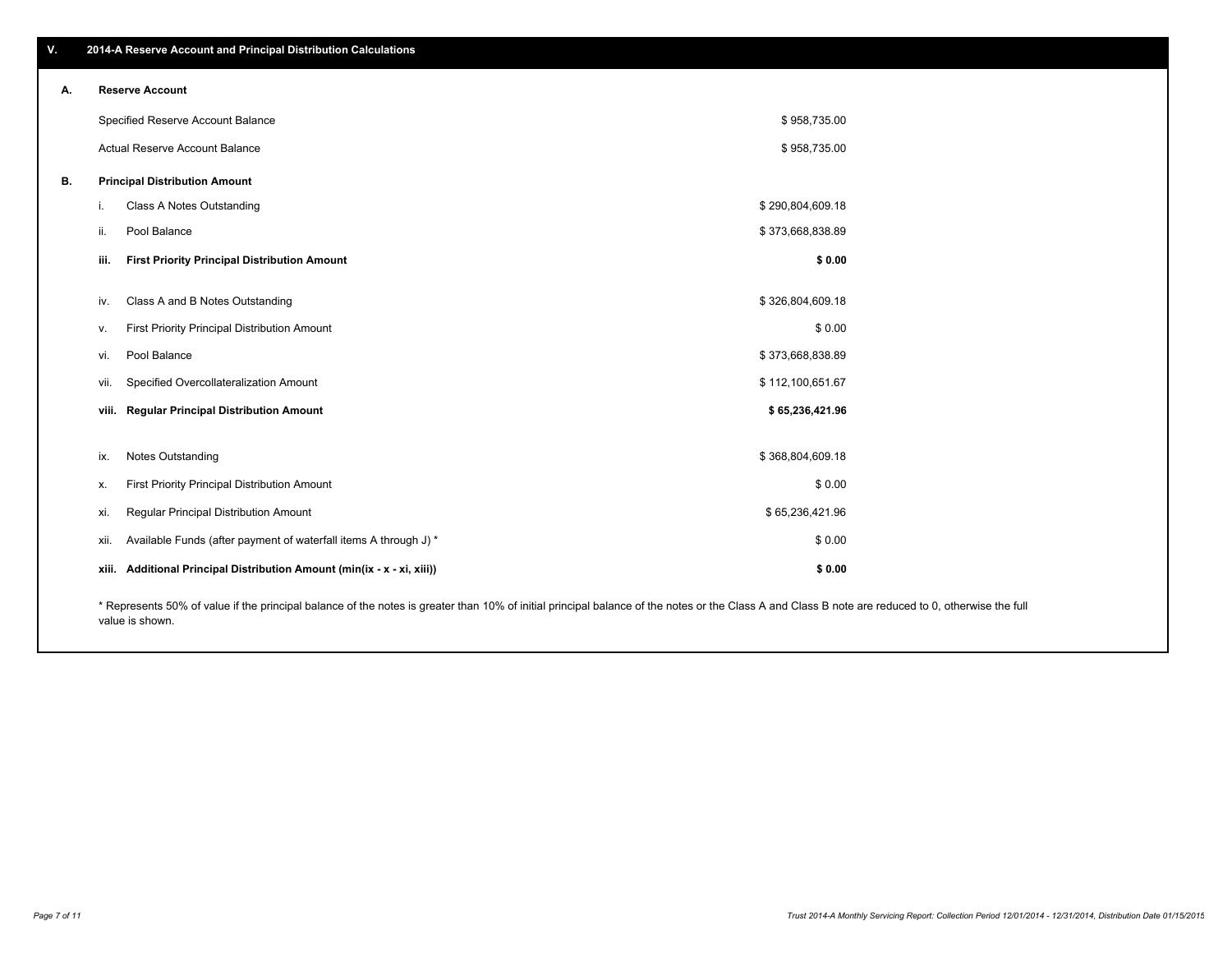## V. 2014-A Reserve Account and Principal Distribution Calculations

### A. Reserve Account

| | |
|---|---|
| Specified Reserve Account Balance | $ 958,735.00 |
| Actual Reserve Account Balance | $ 958,735.00 |

### B. Principal Distribution Amount

| | | |
|---|---|---|
| i. | Class A Notes Outstanding | $ 290,804,609.18 |
| ii. | Pool Balance | $ 373,668,838.89 |
| **iii.** | **First Priority Principal Distribution Amount** | **$ 0.00** |
| iv. | Class A and B Notes Outstanding | $ 326,804,609.18 |
| v. | First Priority Principal Distribution Amount | $ 0.00 |
| vi. | Pool Balance | $ 373,668,838.89 |
| vii. | Specified Overcollateralization Amount | $ 112,100,651.67 |
| **viii.** | **Regular Principal Distribution Amount** | **$ 65,236,421.96** |
| ix. | Notes Outstanding | $ 368,804,609.18 |
| x. | First Priority Principal Distribution Amount | $ 0.00 |
| xi. | Regular Principal Distribution Amount | $ 65,236,421.96 |
| xii. | Available Funds (after payment of waterfall items A through J) * | $ 0.00 |
| **xiii.** | **Additional Principal Distribution Amount (min(ix - x - xi, xiii))** | **$ 0.00** |

* Represents 50% of value if the principal balance of the notes is greater than 10% of initial principal balance of the notes or the Class A and Class B note are reduced to 0, otherwise the full value is shown.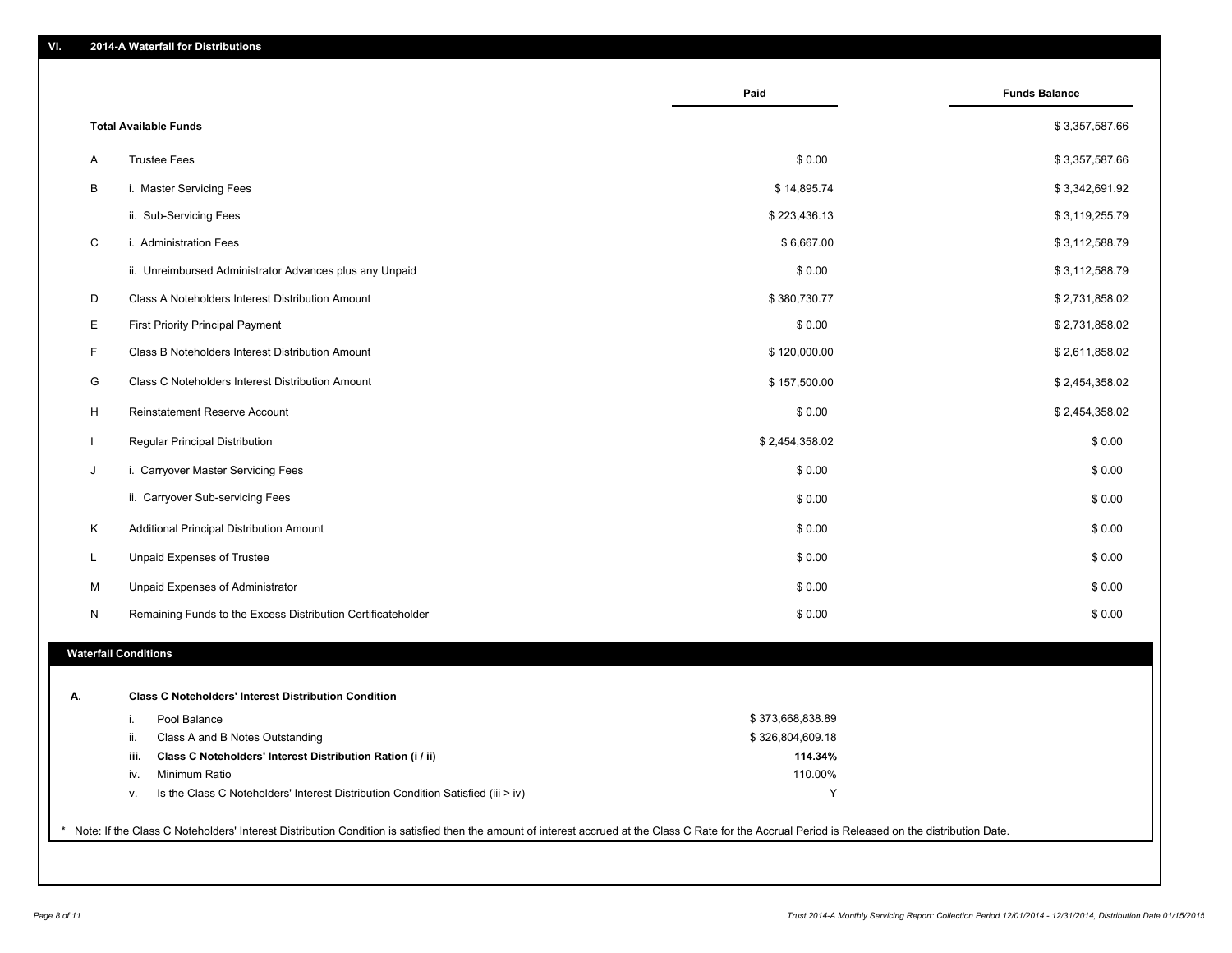## VI. 2014-A Waterfall for Distributions

| | | Paid | Funds Balance |
|---|---|---|---|
| | **Total Available Funds** | | $ 3,357,587.66 |
| A | Trustee Fees | $ 0.00 | $ 3,357,587.66 |
| B | i. Master Servicing Fees | $ 14,895.74 | $ 3,342,691.92 |
| | ii. Sub-Servicing Fees | $ 223,436.13 | $ 3,119,255.79 |
| C | i. Administration Fees | $ 6,667.00 | $ 3,112,588.79 |
| | ii. Unreimbursed Administrator Advances plus any Unpaid | $ 0.00 | $ 3,112,588.79 |
| D | Class A Noteholders Interest Distribution Amount | $ 380,730.77 | $ 2,731,858.02 |
| E | First Priority Principal Payment | $ 0.00 | $ 2,731,858.02 |
| F | Class B Noteholders Interest Distribution Amount | $ 120,000.00 | $ 2,611,858.02 |
| G | Class C Noteholders Interest Distribution Amount | $ 157,500.00 | $ 2,454,358.02 |
| H | Reinstatement Reserve Account | $ 0.00 | $ 2,454,358.02 |
| I | Regular Principal Distribution | $ 2,454,358.02 | $ 0.00 |
| J | i. Carryover Master Servicing Fees | $ 0.00 | $ 0.00 |
| | ii. Carryover Sub-servicing Fees | $ 0.00 | $ 0.00 |
| K | Additional Principal Distribution Amount | $ 0.00 | $ 0.00 |
| L | Unpaid Expenses of Trustee | $ 0.00 | $ 0.00 |
| M | Unpaid Expenses of Administrator | $ 0.00 | $ 0.00 |
| N | Remaining Funds to the Excess Distribution Certificateholder | $ 0.00 | $ 0.00 |

### Waterfall Conditions

**A. Class C Noteholders' Interest Distribution Condition**

| | | |
|---|---|---|
| i. | Pool Balance | $ 373,668,838.89 |
| ii. | Class A and B Notes Outstanding | $ 326,804,609.18 |
| **iii.** | **Class C Noteholders' Interest Distribution Ration (i / ii)** | **114.34%** |
| iv. | Minimum Ratio | 110.00% |
| v. | Is the Class C Noteholders' Interest Distribution Condition Satisfied (iii > iv) | Y |

\* Note: If the Class C Noteholders' Interest Distribution Condition is satisfied then the amount of interest accrued at the Class C Rate for the Accrual Period is Released on the distribution Date.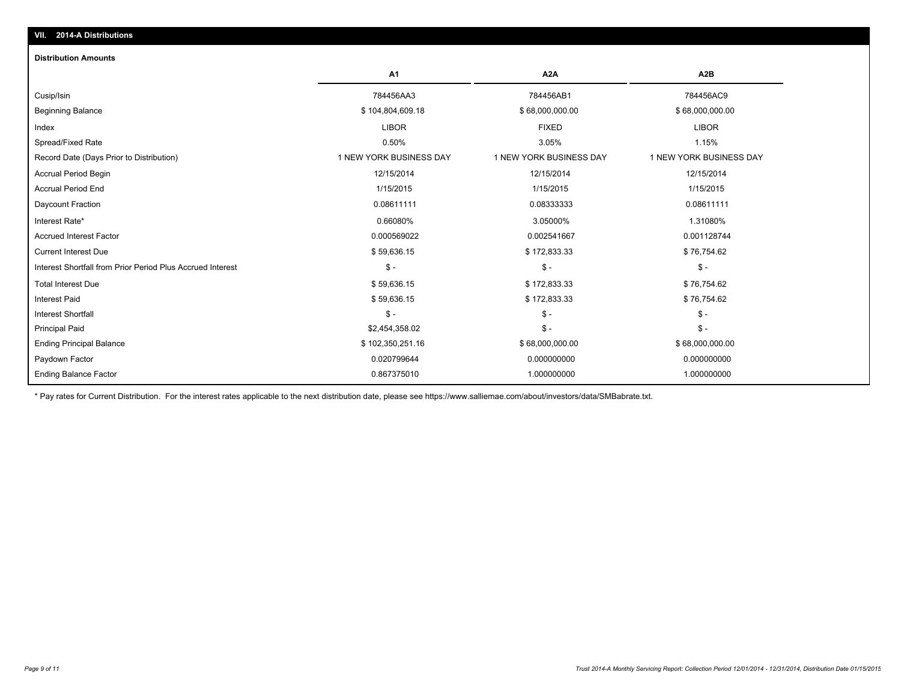## VII. 2014-A Distributions

### Distribution Amounts

| | A1 | A2A | A2B |
|---|---|---|---|
| Cusip/Isin | 784456AA3 | 784456AB1 | 784456AC9 |
| Beginning Balance | $ 104,804,609.18 | $ 68,000,000.00 | $ 68,000,000.00 |
| Index | LIBOR | FIXED | LIBOR |
| Spread/Fixed Rate | 0.50% | 3.05% | 1.15% |
| Record Date (Days Prior to Distribution) | 1 NEW YORK BUSINESS DAY | 1 NEW YORK BUSINESS DAY | 1 NEW YORK BUSINESS DAY |
| Accrual Period Begin | 12/15/2014 | 12/15/2014 | 12/15/2014 |
| Accrual Period End | 1/15/2015 | 1/15/2015 | 1/15/2015 |
| Daycount Fraction | 0.08611111 | 0.08333333 | 0.08611111 |
| Interest Rate* | 0.66080% | 3.05000% | 1.31080% |
| Accrued Interest Factor | 0.000569022 | 0.002541667 | 0.001128744 |
| Current Interest Due | $ 59,636.15 | $ 172,833.33 | $ 76,754.62 |
| Interest Shortfall from Prior Period Plus Accrued Interest | $ - | $ - | $ - |
| Total Interest Due | $ 59,636.15 | $ 172,833.33 | $ 76,754.62 |
| Interest Paid | $ 59,636.15 | $ 172,833.33 | $ 76,754.62 |
| Interest Shortfall | $ - | $ - | $ - |
| Principal Paid | $2,454,358.02 | $ - | $ - |
| Ending Principal Balance | $ 102,350,251.16 | $ 68,000,000.00 | $ 68,000,000.00 |
| Paydown Factor | 0.020799644 | 0.000000000 | 0.000000000 |
| Ending Balance Factor | 0.867375010 | 1.000000000 | 1.000000000 |

* Pay rates for Current Distribution. For the interest rates applicable to the next distribution date, please see https://www.salliemae.com/about/investors/data/SMBabrate.txt.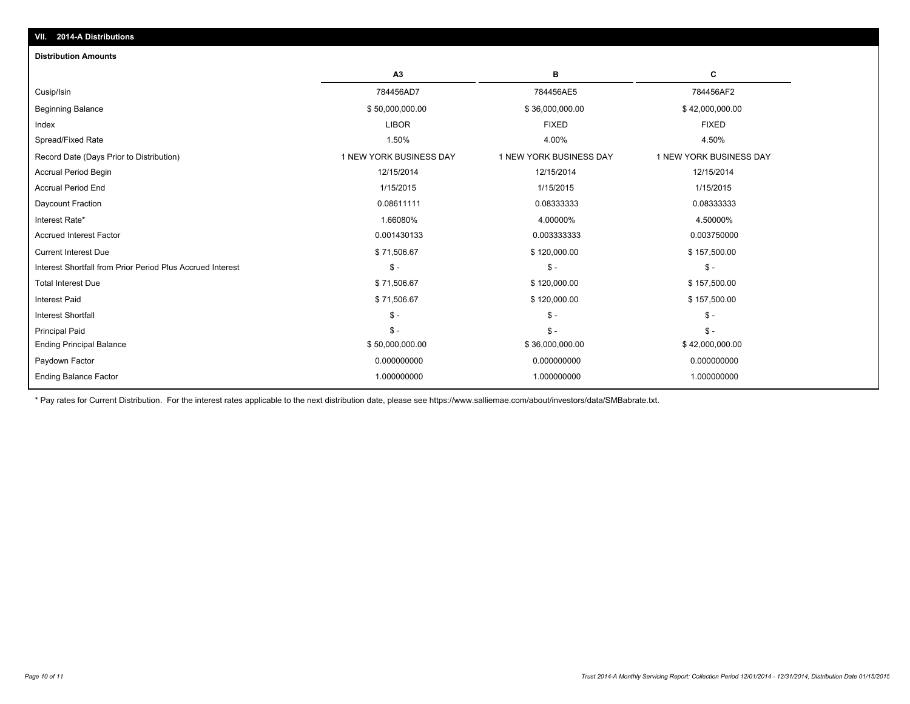## VII. 2014-A Distributions

### Distribution Amounts

| | A3 | B | C |
|---|---|---|---|
| Cusip/Isin | 784456AD7 | 784456AE5 | 784456AF2 |
| Beginning Balance | $ 50,000,000.00 | $ 36,000,000.00 | $ 42,000,000.00 |
| Index | LIBOR | FIXED | FIXED |
| Spread/Fixed Rate | 1.50% | 4.00% | 4.50% |
| Record Date (Days Prior to Distribution) | 1 NEW YORK BUSINESS DAY | 1 NEW YORK BUSINESS DAY | 1 NEW YORK BUSINESS DAY |
| Accrual Period Begin | 12/15/2014 | 12/15/2014 | 12/15/2014 |
| Accrual Period End | 1/15/2015 | 1/15/2015 | 1/15/2015 |
| Daycount Fraction | 0.08611111 | 0.08333333 | 0.08333333 |
| Interest Rate* | 1.66080% | 4.00000% | 4.50000% |
| Accrued Interest Factor | 0.001430133 | 0.003333333 | 0.003750000 |
| Current Interest Due | $ 71,506.67 | $ 120,000.00 | $ 157,500.00 |
| Interest Shortfall from Prior Period Plus Accrued Interest | $ - | $ - | $ - |
| Total Interest Due | $ 71,506.67 | $ 120,000.00 | $ 157,500.00 |
| Interest Paid | $ 71,506.67 | $ 120,000.00 | $ 157,500.00 |
| Interest Shortfall | $ - | $ - | $ - |
| Principal Paid | $ - | $ - | $ - |
| Ending Principal Balance | $ 50,000,000.00 | $ 36,000,000.00 | $ 42,000,000.00 |
| Paydown Factor | 0.000000000 | 0.000000000 | 0.000000000 |
| Ending Balance Factor | 1.000000000 | 1.000000000 | 1.000000000 |

* Pay rates for Current Distribution. For the interest rates applicable to the next distribution date, please see https://www.salliemae.com/about/investors/data/SMBabrate.txt.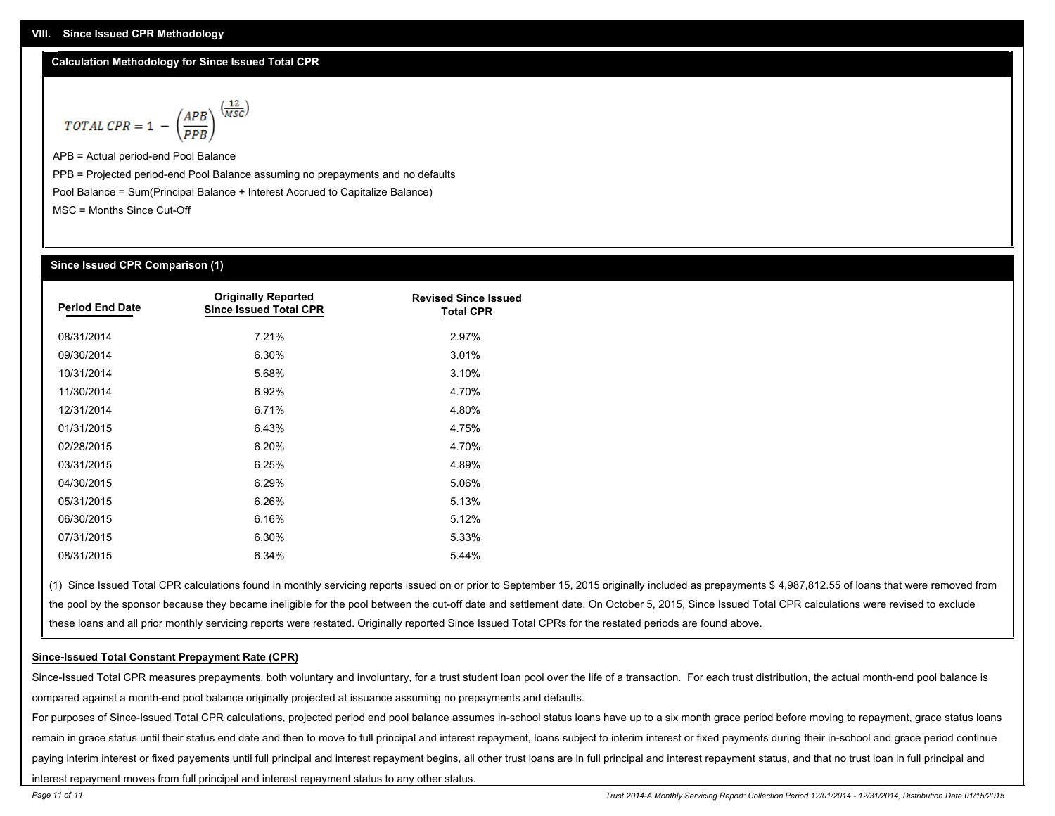## VIII. Since Issued CPR Methodology

### Calculation Methodology for Since Issued Total CPR

$$TOTAL\ CPR = 1 - \left(\frac{APB}{PPB}\right)^{\left(\frac{12}{MSC}\right)}$$

APB = Actual period-end Pool Balance

PPB = Projected period-end Pool Balance assuming no prepayments and no defaults

Pool Balance = Sum(Principal Balance + Interest Accrued to Capitalize Balance)

MSC = Months Since Cut-Off

### Since Issued CPR Comparison (1)

| Period End Date | Originally Reported Since Issued Total CPR | Revised Since Issued Total CPR |
|---|---|---|
| 08/31/2014 | 7.21% | 2.97% |
| 09/30/2014 | 6.30% | 3.01% |
| 10/31/2014 | 5.68% | 3.10% |
| 11/30/2014 | 6.92% | 4.70% |
| 12/31/2014 | 6.71% | 4.80% |
| 01/31/2015 | 6.43% | 4.75% |
| 02/28/2015 | 6.20% | 4.70% |
| 03/31/2015 | 6.25% | 4.89% |
| 04/30/2015 | 6.29% | 5.06% |
| 05/31/2015 | 6.26% | 5.13% |
| 06/30/2015 | 6.16% | 5.12% |
| 07/31/2015 | 6.30% | 5.33% |
| 08/31/2015 | 6.34% | 5.44% |

(1) Since Issued Total CPR calculations found in monthly servicing reports issued on or prior to September 15, 2015 originally included as prepayments $ 4,987,812.55 of loans that were removed from the pool by the sponsor because they became ineligible for the pool between the cut-off date and settlement date. On October 5, 2015, Since Issued Total CPR calculations were revised to exclude these loans and all prior monthly servicing reports were restated. Originally reported Since Issued Total CPRs for the restated periods are found above.

**Since-Issued Total Constant Prepayment Rate (CPR)**

Since-Issued Total CPR measures prepayments, both voluntary and involuntary, for a trust student loan pool over the life of a transaction. For each trust distribution, the actual month-end pool balance is compared against a month-end pool balance originally projected at issuance assuming no prepayments and defaults.

For purposes of Since-Issued Total CPR calculations, projected period end pool balance assumes in-school status loans have up to a six month grace period before moving to repayment, grace status loans remain in grace status until their status end date and then to move to full principal and interest repayment, loans subject to interim interest or fixed payments during their in-school and grace period continue paying interim interest or fixed payements until full principal and interest repayment begins, all other trust loans are in full principal and interest repayment status, and that no trust loan in full principal and interest repayment moves from full principal and interest repayment status to any other status.